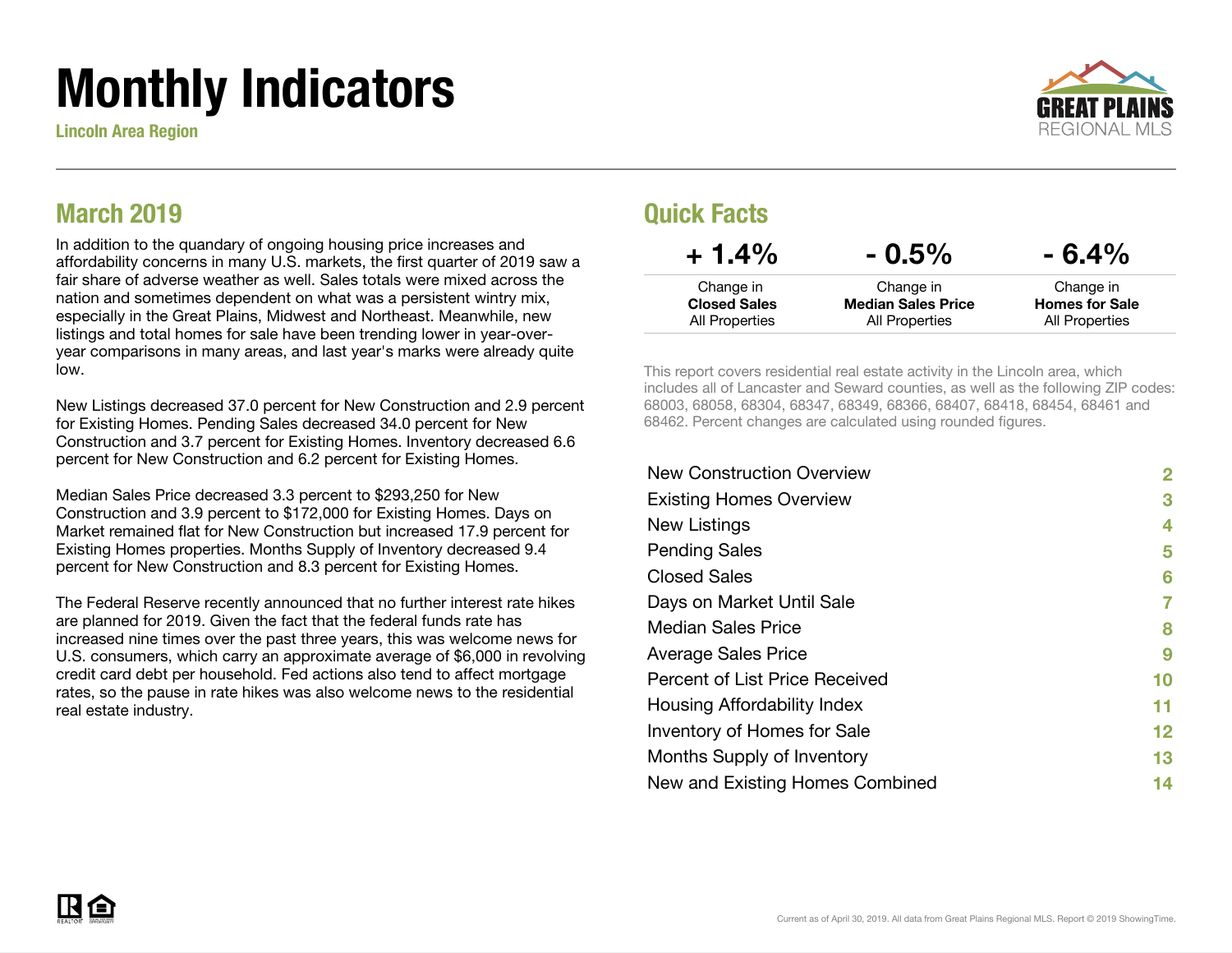# Monthly Indicators

**Lincoln Area Region**

## March 2019

In addition to the quandary of ongoing housing price increases and affordability concerns in many U.S. markets, the first quarter of 2019 saw a fair share of adverse weather as well. Sales totals were mixed across the nation and sometimes dependent on what was a persistent wintry mix, especially in the Great Plains, Midwest and Northeast. Meanwhile, new listings and total homes for sale have been trending lower in year-over-year comparisons in many areas, and last year's marks were already quite low.

New Listings decreased 37.0 percent for New Construction and 2.9 percent for Existing Homes. Pending Sales decreased 34.0 percent for New Construction and 3.7 percent for Existing Homes. Inventory decreased 6.6 percent for New Construction and 6.2 percent for Existing Homes.

Median Sales Price decreased 3.3 percent to $293,250 for New Construction and 3.9 percent to $172,000 for Existing Homes. Days on Market remained flat for New Construction but increased 17.9 percent for Existing Homes properties. Months Supply of Inventory decreased 9.4 percent for New Construction and 8.3 percent for Existing Homes.

The Federal Reserve recently announced that no further interest rate hikes are planned for 2019. Given the fact that the federal funds rate has increased nine times over the past three years, this was welcome news for U.S. consumers, which carry an approximate average of $6,000 in revolving credit card debt per household. Fed actions also tend to affect mortgage rates, so the pause in rate hikes was also welcome news to the residential real estate industry.

## Quick Facts

| + 1.4% | - 0.5% | - 6.4% |
|---|---|---|
| Change in **Closed Sales** All Properties | Change in **Median Sales Price** All Properties | Change in **Homes for Sale** All Properties |

This report covers residential real estate activity in the Lincoln area, which includes all of Lancaster and Seward counties, as well as the following ZIP codes: 68003, 68058, 68304, 68347, 68349, 68366, 68407, 68418, 68454, 68461 and 68462. Percent changes are calculated using rounded figures.

| | |
|---|---|
| New Construction Overview | 2 |
| Existing Homes Overview | 3 |
| New Listings | 4 |
| Pending Sales | 5 |
| Closed Sales | 6 |
| Days on Market Until Sale | 7 |
| Median Sales Price | 8 |
| Average Sales Price | 9 |
| Percent of List Price Received | 10 |
| Housing Affordability Index | 11 |
| Inventory of Homes for Sale | 12 |
| Months Supply of Inventory | 13 |
| New and Existing Homes Combined | 14 |

Current as of April 30, 2019. All data from Great Plains Regional MLS. Report © 2019 ShowingTime.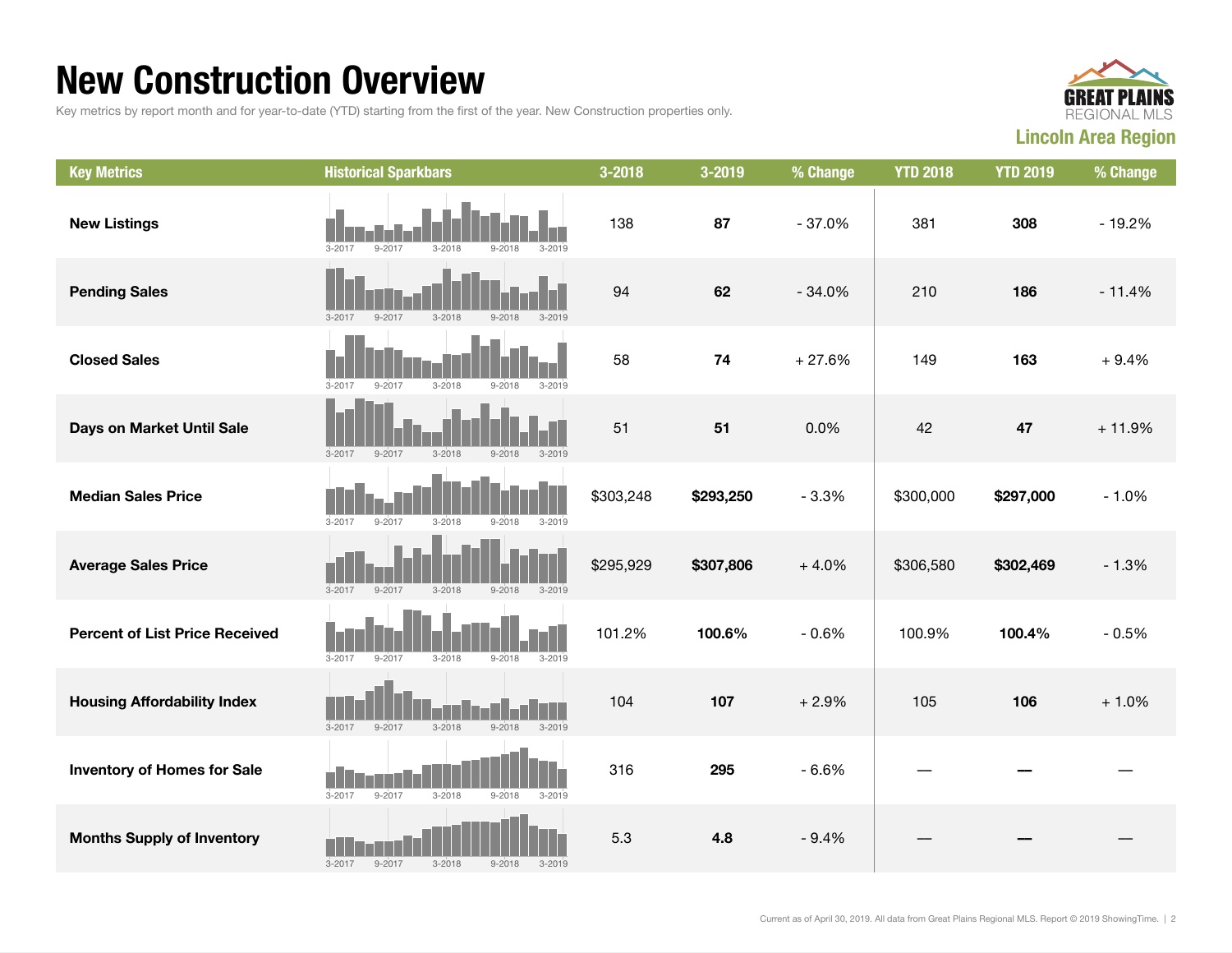# New Construction Overview

Key metrics by report month and for year-to-date (YTD) starting from the first of the year. New Construction properties only.

**GREAT PLAINS REGIONAL MLS**

**Lincoln Area Region**

| Key Metrics | Historical Sparkbars | 3-2018 | 3-2019 | % Change | YTD 2018 | YTD 2019 | % Change |
|---|---|---|---|---|---|---|---|
| **New Listings** | 3-2017 9-2017 3-2018 9-2018 3-2019 | 138 | **87** | - 37.0% | 381 | **308** | - 19.2% |
| **Pending Sales** | 3-2017 9-2017 3-2018 9-2018 3-2019 | 94 | **62** | - 34.0% | 210 | **186** | - 11.4% |
| **Closed Sales** | 3-2017 9-2017 3-2018 9-2018 3-2019 | 58 | **74** | + 27.6% | 149 | **163** | + 9.4% |
| **Days on Market Until Sale** | 3-2017 9-2017 3-2018 9-2018 3-2019 | 51 | **51** | 0.0% | 42 | **47** | + 11.9% |
| **Median Sales Price** | 3-2017 9-2017 3-2018 9-2018 3-2019 | $303,248 | **$293,250** | - 3.3% | $300,000 | **$297,000** | - 1.0% |
| **Average Sales Price** | 3-2017 9-2017 3-2018 9-2018 3-2019 | $295,929 | **$307,806** | + 4.0% | $306,580 | **$302,469** | - 1.3% |
| **Percent of List Price Received** | 3-2017 9-2017 3-2018 9-2018 3-2019 | 101.2% | **100.6%** | - 0.6% | 100.9% | **100.4%** | - 0.5% |
| **Housing Affordability Index** | 3-2017 9-2017 3-2018 9-2018 3-2019 | 104 | **107** | + 2.9% | 105 | **106** | + 1.0% |
| **Inventory of Homes for Sale** | 3-2017 9-2017 3-2018 9-2018 3-2019 | 316 | **295** | - 6.6% | — | **—** | — |
| **Months Supply of Inventory** | 3-2017 9-2017 3-2018 9-2018 3-2019 | 5.3 | **4.8** | - 9.4% | — | **—** | — |

Current as of April 30, 2019. All data from Great Plains Regional MLS. Report © 2019 ShowingTime.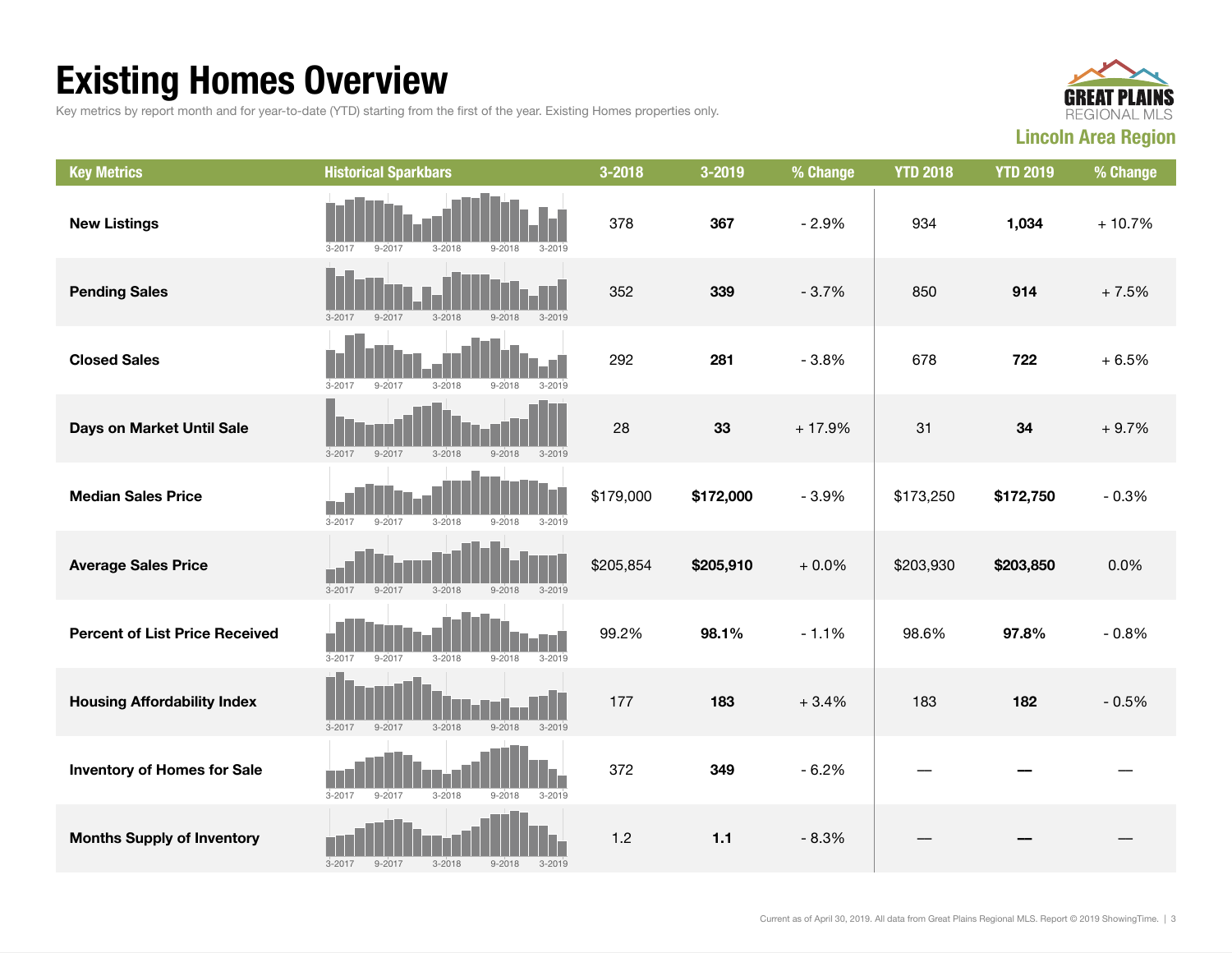# Existing Homes Overview

Key metrics by report month and for year-to-date (YTD) starting from the first of the year. Existing Homes properties only.

**Lincoln Area Region**

| Key Metrics | Historical Sparkbars | 3-2018 | 3-2019 | % Change | YTD 2018 | YTD 2019 | % Change |
|---|---|---|---|---|---|---|---|
| **New Listings** | 3-2017 9-2017 3-2018 9-2018 3-2019 | 378 | **367** | - 2.9% | 934 | **1,034** | + 10.7% |
| **Pending Sales** | 3-2017 9-2017 3-2018 9-2018 3-2019 | 352 | **339** | - 3.7% | 850 | **914** | + 7.5% |
| **Closed Sales** | 3-2017 9-2017 3-2018 9-2018 3-2019 | 292 | **281** | - 3.8% | 678 | **722** | + 6.5% |
| **Days on Market Until Sale** | 3-2017 9-2017 3-2018 9-2018 3-2019 | 28 | **33** | + 17.9% | 31 | **34** | + 9.7% |
| **Median Sales Price** | 3-2017 9-2017 3-2018 9-2018 3-2019 | $179,000 | **$172,000** | - 3.9% | $173,250 | **$172,750** | - 0.3% |
| **Average Sales Price** | 3-2017 9-2017 3-2018 9-2018 3-2019 | $205,854 | **$205,910** | + 0.0% | $203,930 | **$203,850** | 0.0% |
| **Percent of List Price Received** | 3-2017 9-2017 3-2018 9-2018 3-2019 | 99.2% | **98.1%** | - 1.1% | 98.6% | **97.8%** | - 0.8% |
| **Housing Affordability Index** | 3-2017 9-2017 3-2018 9-2018 3-2019 | 177 | **183** | + 3.4% | 183 | **182** | - 0.5% |
| **Inventory of Homes for Sale** | 3-2017 9-2017 3-2018 9-2018 3-2019 | 372 | **349** | - 6.2% | — | **—** | — |
| **Months Supply of Inventory** | 3-2017 9-2017 3-2018 9-2018 3-2019 | 1.2 | **1.1** | - 8.3% | — | **—** | — |

Current as of April 30, 2019. All data from Great Plains Regional MLS. Report © 2019 ShowingTime.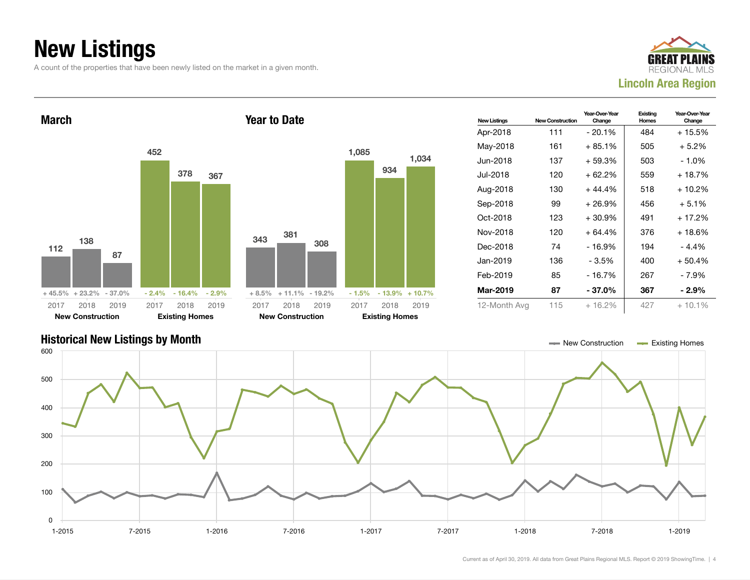# New Listings

A count of the properties that have been newly listed on the market in a given month.

GREAT PLAINS REGIONAL MLS
**Lincoln Area Region**

## March

| | 2017 | 2018 | 2019 |
|---|---|---|---|
| New Construction | 112 | 138 | 87 |
| Change | + 45.5% | + 23.2% | - 37.0% |
| Existing Homes | 452 | 378 | 367 |
| Change | - 2.4% | - 16.4% | - 2.9% |

## Year to Date

| | 2017 | 2018 | 2019 |
|---|---|---|---|
| New Construction | 343 | 381 | 308 |
| Change | + 8.5% | + 11.1% | - 19.2% |
| Existing Homes | 1,085 | 934 | 1,034 |
| Change | - 1.5% | - 13.9% | + 10.7% |

| New Listings | New Construction | Year-Over-Year Change | Existing Homes | Year-Over-Year Change |
|---|---|---|---|---|
| Apr-2018 | 111 | - 20.1% | 484 | + 15.5% |
| May-2018 | 161 | + 85.1% | 505 | + 5.2% |
| Jun-2018 | 137 | + 59.3% | 503 | - 1.0% |
| Jul-2018 | 120 | + 62.2% | 559 | + 18.7% |
| Aug-2018 | 130 | + 44.4% | 518 | + 10.2% |
| Sep-2018 | 99 | + 26.9% | 456 | + 5.1% |
| Oct-2018 | 123 | + 30.9% | 491 | + 17.2% |
| Nov-2018 | 120 | + 64.4% | 376 | + 18.6% |
| Dec-2018 | 74 | - 16.9% | 194 | - 4.4% |
| Jan-2019 | 136 | - 3.5% | 400 | + 50.4% |
| Feb-2019 | 85 | - 16.7% | 267 | - 7.9% |
| **Mar-2019** | **87** | **- 37.0%** | **367** | **- 2.9%** |
| 12-Month Avg | 115 | + 16.2% | 427 | + 10.1% |

## Historical New Listings by Month

Legend: New Construction, Existing Homes

Y-axis: 0, 100, 200, 300, 400, 500, 600
X-axis: 1-2015, 7-2015, 1-2016, 7-2016, 1-2017, 7-2017, 1-2018, 7-2018, 1-2019

Current as of April 30, 2019. All data from Great Plains Regional MLS. Report © 2019 ShowingTime.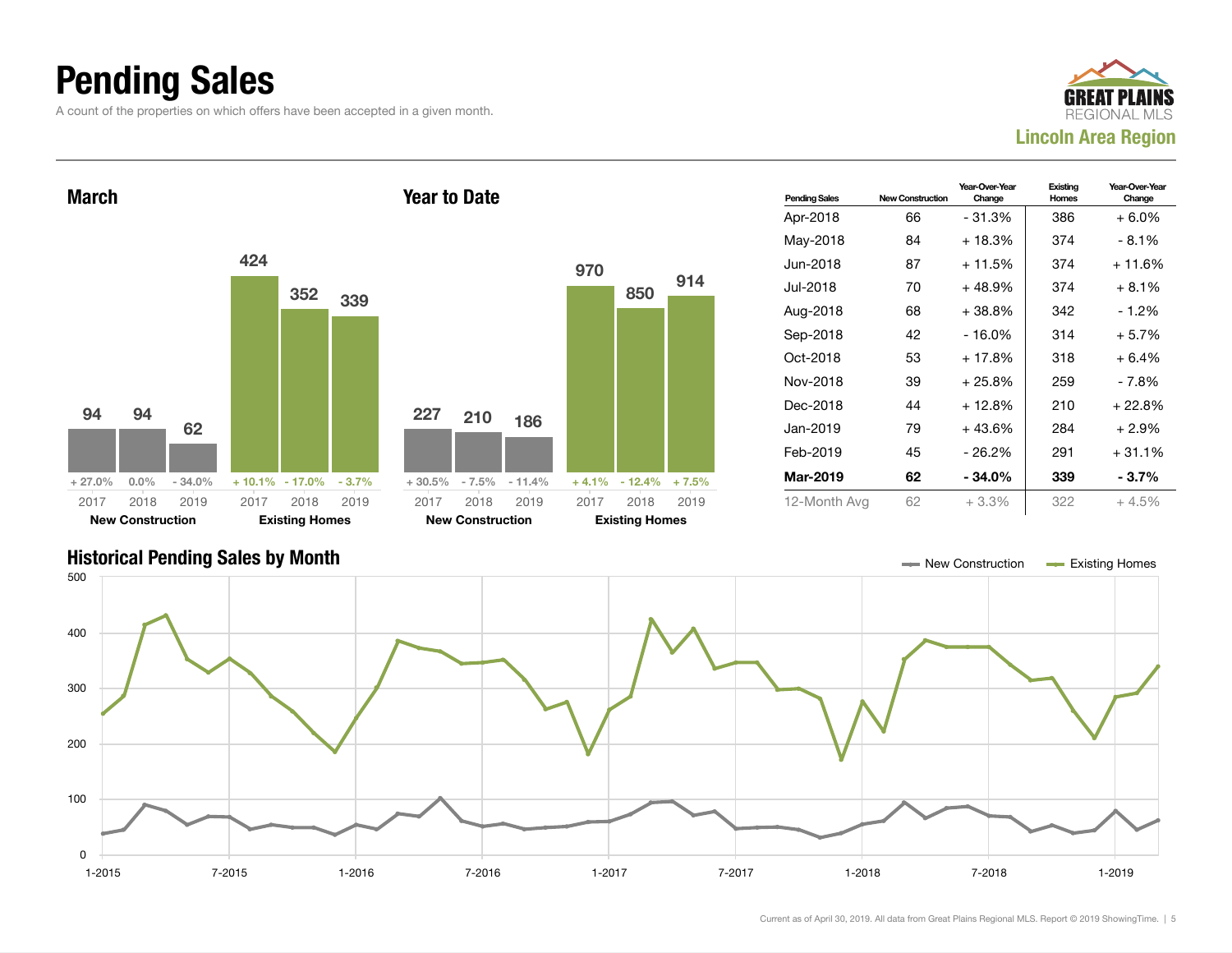# Pending Sales

A count of the properties on which offers have been accepted in a given month.

**GREAT PLAINS REGIONAL MLS**
**Lincoln Area Region**

## March

| | 2017 | 2018 | 2019 |
|---|---|---|---|
| New Construction | 94 | 94 | 62 |
| Change | + 27.0% | 0.0% | - 34.0% |
| Existing Homes | 424 | 352 | 339 |
| Change | + 10.1% | - 17.0% | - 3.7% |

## Year to Date

| | 2017 | 2018 | 2019 |
|---|---|---|---|
| New Construction | 227 | 210 | 186 |
| Change | + 30.5% | - 7.5% | - 11.4% |
| Existing Homes | 970 | 850 | 914 |
| Change | + 4.1% | - 12.4% | + 7.5% |

| Pending Sales | New Construction | Year-Over-Year Change | Existing Homes | Year-Over-Year Change |
|---|---|---|---|---|
| Apr-2018 | 66 | - 31.3% | 386 | + 6.0% |
| May-2018 | 84 | + 18.3% | 374 | - 8.1% |
| Jun-2018 | 87 | + 11.5% | 374 | + 11.6% |
| Jul-2018 | 70 | + 48.9% | 374 | + 8.1% |
| Aug-2018 | 68 | + 38.8% | 342 | - 1.2% |
| Sep-2018 | 42 | - 16.0% | 314 | + 5.7% |
| Oct-2018 | 53 | + 17.8% | 318 | + 6.4% |
| Nov-2018 | 39 | + 25.8% | 259 | - 7.8% |
| Dec-2018 | 44 | + 12.8% | 210 | + 22.8% |
| Jan-2019 | 79 | + 43.6% | 284 | + 2.9% |
| Feb-2019 | 45 | - 26.2% | 291 | + 31.1% |
| **Mar-2019** | **62** | **- 34.0%** | **339** | **- 3.7%** |
| 12-Month Avg | 62 | + 3.3% | 322 | + 4.5% |

## Historical Pending Sales by Month

New Construction / Existing Homes (1-2015 through 3-2019)

Current as of April 30, 2019. All data from Great Plains Regional MLS. Report © 2019 ShowingTime.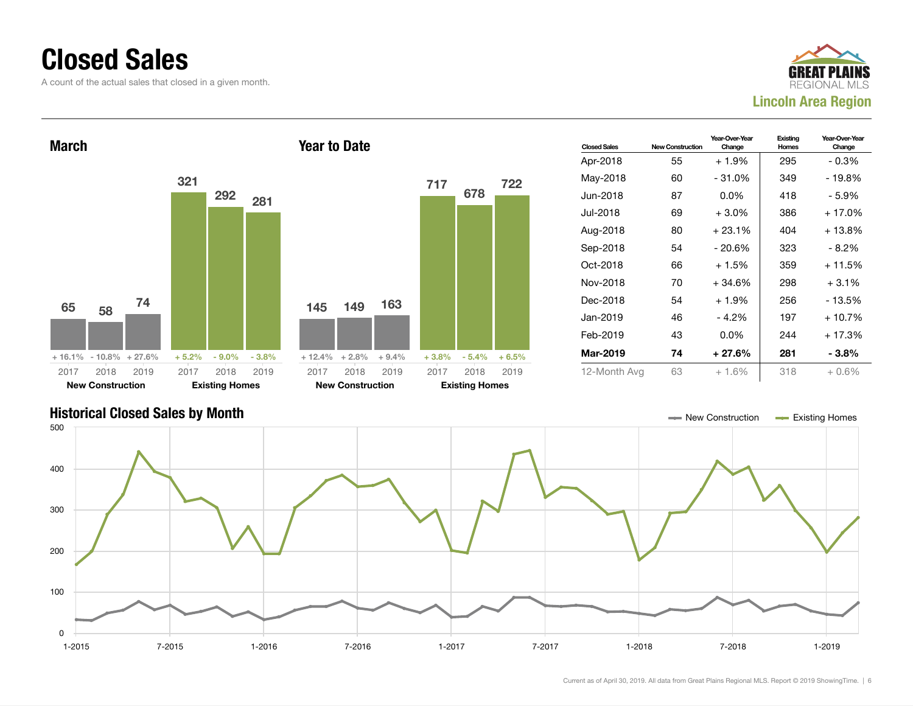# Closed Sales

A count of the actual sales that closed in a given month.

**Lincoln Area Region**

## March

| | 2017 | 2018 | 2019 |
|---|---|---|---|
| New Construction | 65 | 58 | 74 |
| Change | + 16.1% | - 10.8% | + 27.6% |
| Existing Homes | 321 | 292 | 281 |
| Change | + 5.2% | - 9.0% | - 3.8% |

## Year to Date

| | 2017 | 2018 | 2019 |
|---|---|---|---|
| New Construction | 145 | 149 | 163 |
| Change | + 12.4% | + 2.8% | + 9.4% |
| Existing Homes | 717 | 678 | 722 |
| Change | + 3.8% | - 5.4% | + 6.5% |

| Closed Sales | New Construction | Year-Over-Year Change | Existing Homes | Year-Over-Year Change |
|---|---|---|---|---|
| Apr-2018 | 55 | + 1.9% | 295 | - 0.3% |
| May-2018 | 60 | - 31.0% | 349 | - 19.8% |
| Jun-2018 | 87 | 0.0% | 418 | - 5.9% |
| Jul-2018 | 69 | + 3.0% | 386 | + 17.0% |
| Aug-2018 | 80 | + 23.1% | 404 | + 13.8% |
| Sep-2018 | 54 | - 20.6% | 323 | - 8.2% |
| Oct-2018 | 66 | + 1.5% | 359 | + 11.5% |
| Nov-2018 | 70 | + 34.6% | 298 | + 3.1% |
| Dec-2018 | 54 | + 1.9% | 256 | - 13.5% |
| Jan-2019 | 46 | - 4.2% | 197 | + 10.7% |
| Feb-2019 | 43 | 0.0% | 244 | + 17.3% |
| **Mar-2019** | **74** | **+ 27.6%** | **281** | **- 3.8%** |
| 12-Month Avg | 63 | + 1.6% | 318 | + 0.6% |

## Historical Closed Sales by Month

New Construction / Existing Homes

Current as of April 30, 2019. All data from Great Plains Regional MLS. Report © 2019 ShowingTime.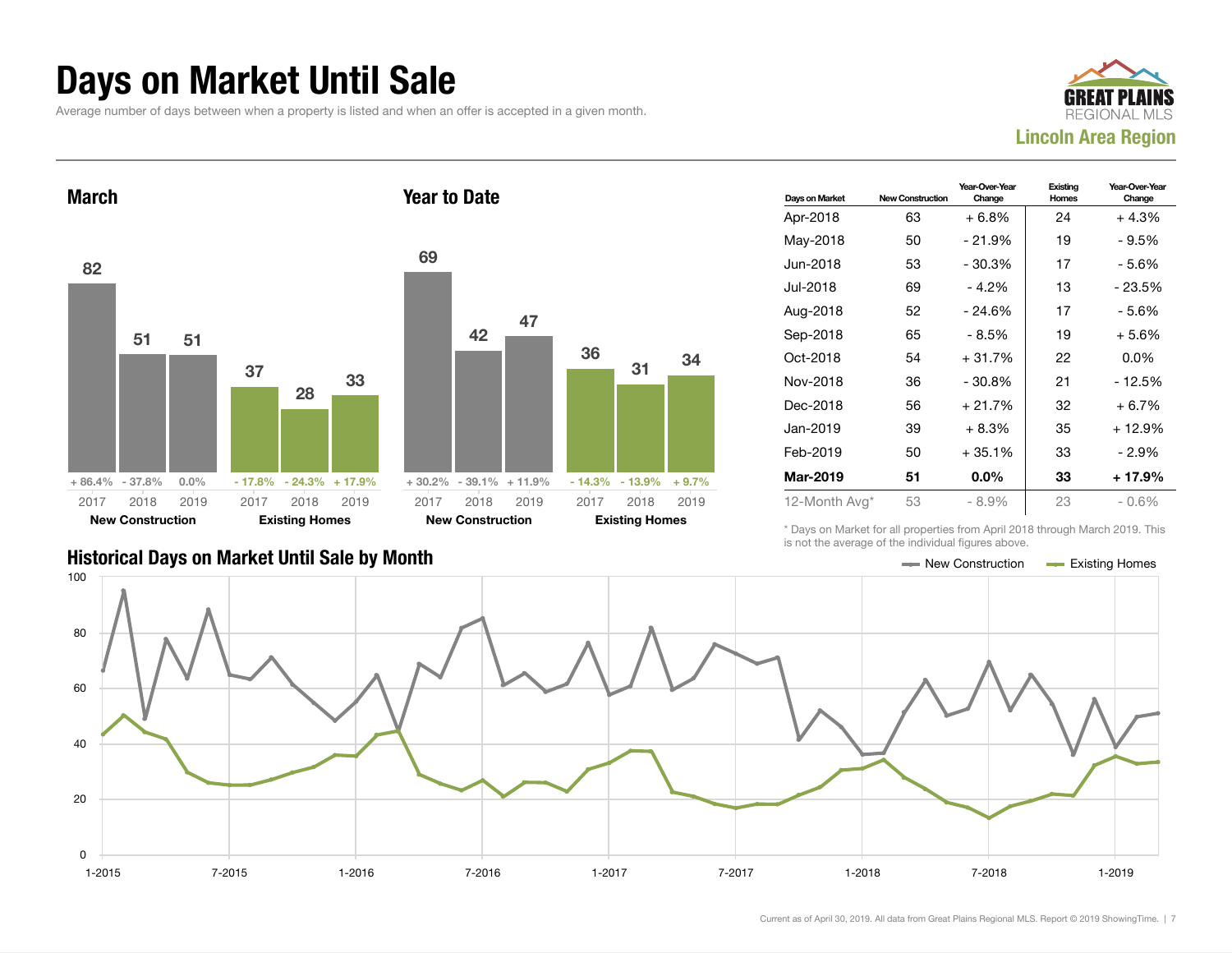# Days on Market Until Sale

Average number of days between when a property is listed and when an offer is accepted in a given month.

GREAT PLAINS REGIONAL MLS

**Lincoln Area Region**

## March

| | 2017 | 2018 | 2019 |
|---|---|---|---|
| New Construction | 82 | 51 | 51 |
| Change | + 86.4% | - 37.8% | 0.0% |
| Existing Homes | 37 | 28 | 33 |
| Change | - 17.8% | - 24.3% | + 17.9% |

## Year to Date

| | 2017 | 2018 | 2019 |
|---|---|---|---|
| New Construction | 69 | 42 | 47 |
| Change | + 30.2% | - 39.1% | + 11.9% |
| Existing Homes | 36 | 31 | 34 |
| Change | - 14.3% | - 13.9% | + 9.7% |

| Days on Market | New Construction | Year-Over-Year Change | Existing Homes | Year-Over-Year Change |
|---|---|---|---|---|
| Apr-2018 | 63 | + 6.8% | 24 | + 4.3% |
| May-2018 | 50 | - 21.9% | 19 | - 9.5% |
| Jun-2018 | 53 | - 30.3% | 17 | - 5.6% |
| Jul-2018 | 69 | - 4.2% | 13 | - 23.5% |
| Aug-2018 | 52 | - 24.6% | 17 | - 5.6% |
| Sep-2018 | 65 | - 8.5% | 19 | + 5.6% |
| Oct-2018 | 54 | + 31.7% | 22 | 0.0% |
| Nov-2018 | 36 | - 30.8% | 21 | - 12.5% |
| Dec-2018 | 56 | + 21.7% | 32 | + 6.7% |
| Jan-2019 | 39 | + 8.3% | 35 | + 12.9% |
| Feb-2019 | 50 | + 35.1% | 33 | - 2.9% |
| **Mar-2019** | **51** | **0.0%** | **33** | **+ 17.9%** |
| 12-Month Avg* | 53 | - 8.9% | 23 | - 0.6% |

\* Days on Market for all properties from April 2018 through March 2019. This is not the average of the individual figures above.

## Historical Days on Market Until Sale by Month

New Construction — Existing Homes

Current as of April 30, 2019. All data from Great Plains Regional MLS. Report © 2019 ShowingTime.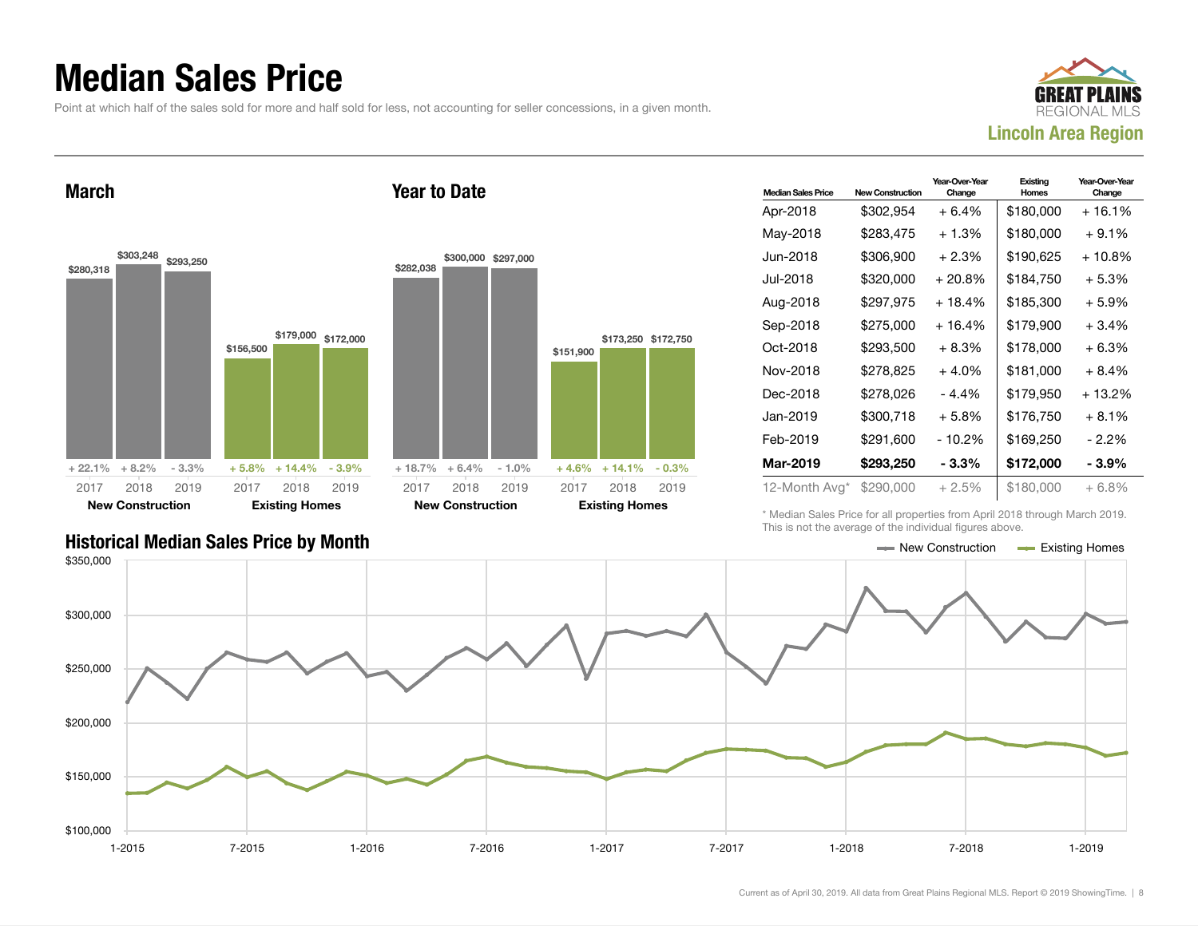# Median Sales Price

Point at which half of the sales sold for more and half sold for less, not accounting for seller concessions, in a given month.

GREAT PLAINS REGIONAL MLS
**Lincoln Area Region**

## March

| | 2017 | 2018 | 2019 |
|---|---|---|---|
| New Construction | $280,318 | $303,248 | $293,250 |
| Change | + 22.1% | + 8.2% | - 3.3% |
| Existing Homes | $156,500 | $179,000 | $172,000 |
| Change | + 5.8% | + 14.4% | - 3.9% |

## Year to Date

| | 2017 | 2018 | 2019 |
|---|---|---|---|
| New Construction | $282,038 | $300,000 | $297,000 |
| Change | + 18.7% | + 6.4% | - 1.0% |
| Existing Homes | $151,900 | $173,250 | $172,750 |
| Change | + 4.6% | + 14.1% | - 0.3% |

| Median Sales Price | New Construction | Year-Over-Year Change | Existing Homes | Year-Over-Year Change |
|---|---|---|---|---|
| Apr-2018 | $302,954 | + 6.4% | $180,000 | + 16.1% |
| May-2018 | $283,475 | + 1.3% | $180,000 | + 9.1% |
| Jun-2018 | $306,900 | + 2.3% | $190,625 | + 10.8% |
| Jul-2018 | $320,000 | + 20.8% | $184,750 | + 5.3% |
| Aug-2018 | $297,975 | + 18.4% | $185,300 | + 5.9% |
| Sep-2018 | $275,000 | + 16.4% | $179,900 | + 3.4% |
| Oct-2018 | $293,500 | + 8.3% | $178,000 | + 6.3% |
| Nov-2018 | $278,825 | + 4.0% | $181,000 | + 8.4% |
| Dec-2018 | $278,026 | - 4.4% | $179,950 | + 13.2% |
| Jan-2019 | $300,718 | + 5.8% | $176,750 | + 8.1% |
| Feb-2019 | $291,600 | - 10.2% | $169,250 | - 2.2% |
| **Mar-2019** | **$293,250** | **- 3.3%** | **$172,000** | **- 3.9%** |
| 12-Month Avg* | $290,000 | + 2.5% | $180,000 | + 6.8% |

\* Median Sales Price for all properties from April 2018 through March 2019. This is not the average of the individual figures above.

## Historical Median Sales Price by Month

New Construction — Existing Homes

$350,000 | $300,000 | $250,000 | $200,000 | $150,000 | $100,000

1-2015 | 7-2015 | 1-2016 | 7-2016 | 1-2017 | 7-2017 | 1-2018 | 7-2018 | 1-2019

Current as of April 30, 2019. All data from Great Plains Regional MLS. Report © 2019 ShowingTime.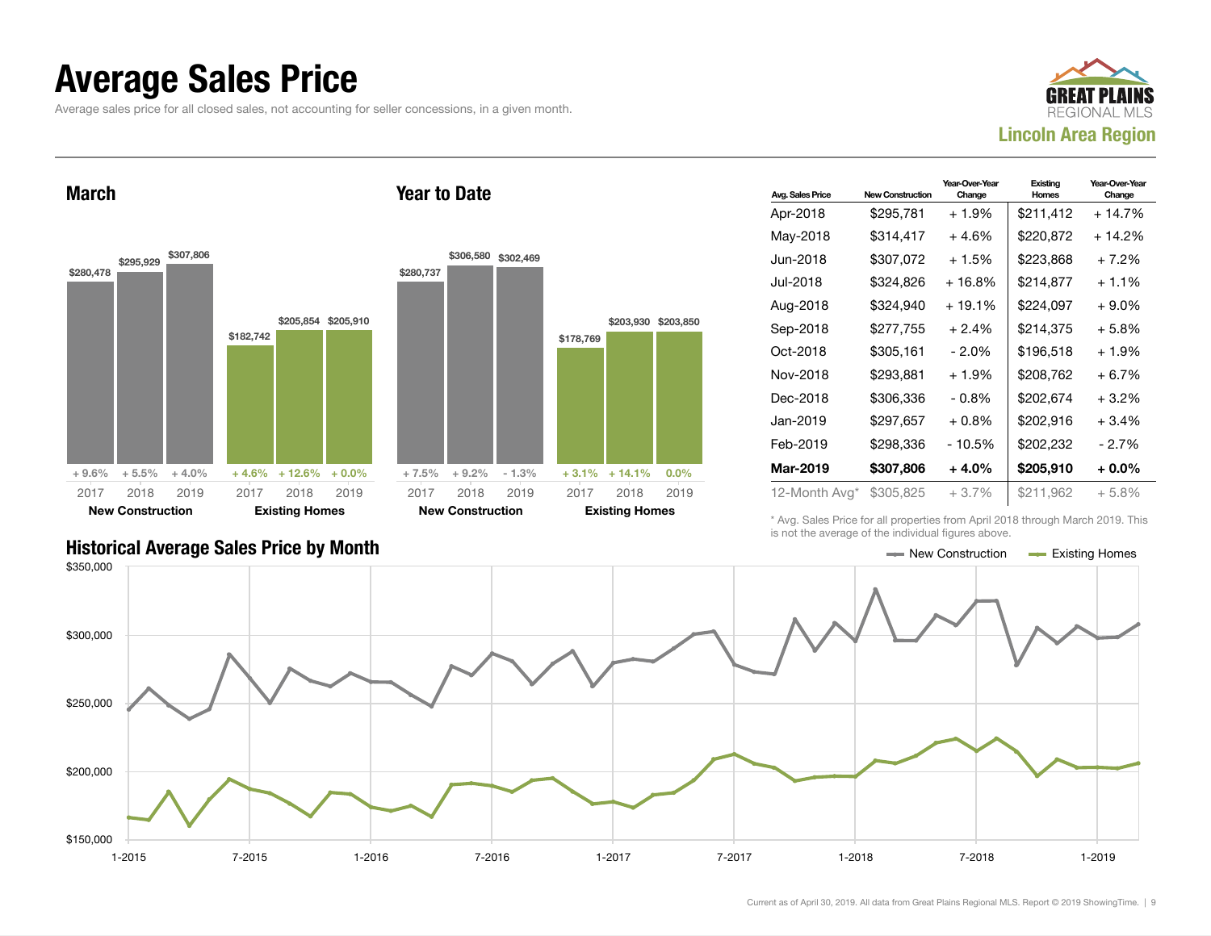# Average Sales Price

Average sales price for all closed sales, not accounting for seller concessions, in a given month.

GREAT PLAINS REGIONAL MLS
**Lincoln Area Region**

## March

| | 2017 | 2018 | 2019 |
|---|---|---|---|
| New Construction | $280,478 (+ 9.6%) | $295,929 (+ 5.5%) | $307,806 (+ 4.0%) |
| Existing Homes | $182,742 (+ 4.6%) | $205,854 (+ 12.6%) | $205,910 (+ 0.0%) |

## Year to Date

| | 2017 | 2018 | 2019 |
|---|---|---|---|
| New Construction | $280,737 (+ 7.5%) | $306,580 (+ 9.2%) | $302,469 (- 1.3%) |
| Existing Homes | $178,769 (+ 3.1%) | $203,930 (+ 14.1%) | $203,850 (0.0%) |

| Avg. Sales Price | New Construction | Year-Over-Year Change | Existing Homes | Year-Over-Year Change |
|---|---|---|---|---|
| Apr-2018 | $295,781 | + 1.9% | $211,412 | + 14.7% |
| May-2018 | $314,417 | + 4.6% | $220,872 | + 14.2% |
| Jun-2018 | $307,072 | + 1.5% | $223,868 | + 7.2% |
| Jul-2018 | $324,826 | + 16.8% | $214,877 | + 1.1% |
| Aug-2018 | $324,940 | + 19.1% | $224,097 | + 9.0% |
| Sep-2018 | $277,755 | + 2.4% | $214,375 | + 5.8% |
| Oct-2018 | $305,161 | - 2.0% | $196,518 | + 1.9% |
| Nov-2018 | $293,881 | + 1.9% | $208,762 | + 6.7% |
| Dec-2018 | $306,336 | - 0.8% | $202,674 | + 3.2% |
| Jan-2019 | $297,657 | + 0.8% | $202,916 | + 3.4% |
| Feb-2019 | $298,336 | - 10.5% | $202,232 | - 2.7% |
| **Mar-2019** | **$307,806** | **+ 4.0%** | **$205,910** | **+ 0.0%** |
| 12-Month Avg* | $305,825 | + 3.7% | $211,962 | + 5.8% |

\* Avg. Sales Price for all properties from April 2018 through March 2019. This is not the average of the individual figures above.

## Historical Average Sales Price by Month

New Construction — Existing Homes

Current as of April 30, 2019. All data from Great Plains Regional MLS. Report © 2019 ShowingTime.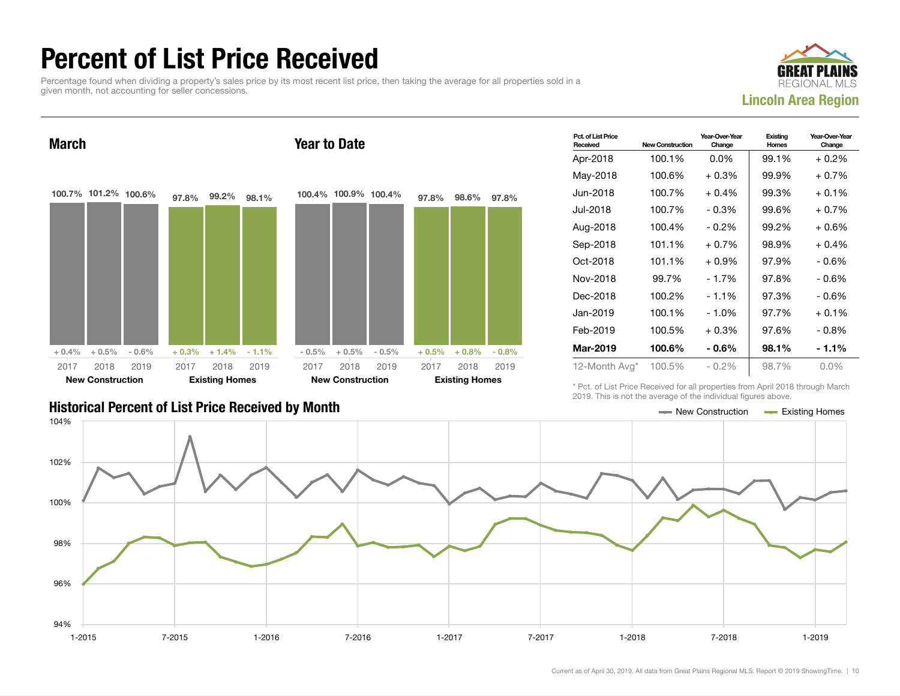# Percent of List Price Received

Percentage found when dividing a property's sales price by its most recent list price, then taking the average for all properties sold in a given month, not accounting for seller concessions.

GREAT PLAINS REGIONAL MLS

**Lincoln Area Region**

## March

| | 2017 | 2018 | 2019 |
|---|---|---|---|
| New Construction | 100.7% | 101.2% | 100.6% |
| Change | + 0.4% | + 0.5% | - 0.6% |
| Existing Homes | 97.8% | 99.2% | 98.1% |
| Change | + 0.3% | + 1.4% | - 1.1% |

## Year to Date

| | 2017 | 2018 | 2019 |
|---|---|---|---|
| New Construction | 100.4% | 100.9% | 100.4% |
| Change | - 0.5% | + 0.5% | - 0.5% |
| Existing Homes | 97.8% | 98.6% | 97.8% |
| Change | + 0.5% | + 0.8% | - 0.8% |

| Pct. of List Price Received | New Construction | Year-Over-Year Change | Existing Homes | Year-Over-Year Change |
|---|---|---|---|---|
| Apr-2018 | 100.1% | 0.0% | 99.1% | + 0.2% |
| May-2018 | 100.6% | + 0.3% | 99.9% | + 0.7% |
| Jun-2018 | 100.7% | + 0.4% | 99.3% | + 0.1% |
| Jul-2018 | 100.7% | - 0.3% | 99.6% | + 0.7% |
| Aug-2018 | 100.4% | - 0.2% | 99.2% | + 0.6% |
| Sep-2018 | 101.1% | + 0.7% | 98.9% | + 0.4% |
| Oct-2018 | 101.1% | + 0.9% | 97.9% | - 0.6% |
| Nov-2018 | 99.7% | - 1.7% | 97.8% | - 0.6% |
| Dec-2018 | 100.2% | - 1.1% | 97.3% | - 0.6% |
| Jan-2019 | 100.1% | - 1.0% | 97.7% | + 0.1% |
| Feb-2019 | 100.5% | + 0.3% | 97.6% | - 0.8% |
| **Mar-2019** | **100.6%** | **- 0.6%** | **98.1%** | **- 1.1%** |
| 12-Month Avg* | 100.5% | - 0.2% | 98.7% | 0.0% |

\* Pct. of List Price Received for all properties from April 2018 through March 2019. This is not the average of the individual figures above.

## Historical Percent of List Price Received by Month

New Construction — Existing Homes

Current as of April 30, 2019. All data from Great Plains Regional MLS. Report © 2019 ShowingTime.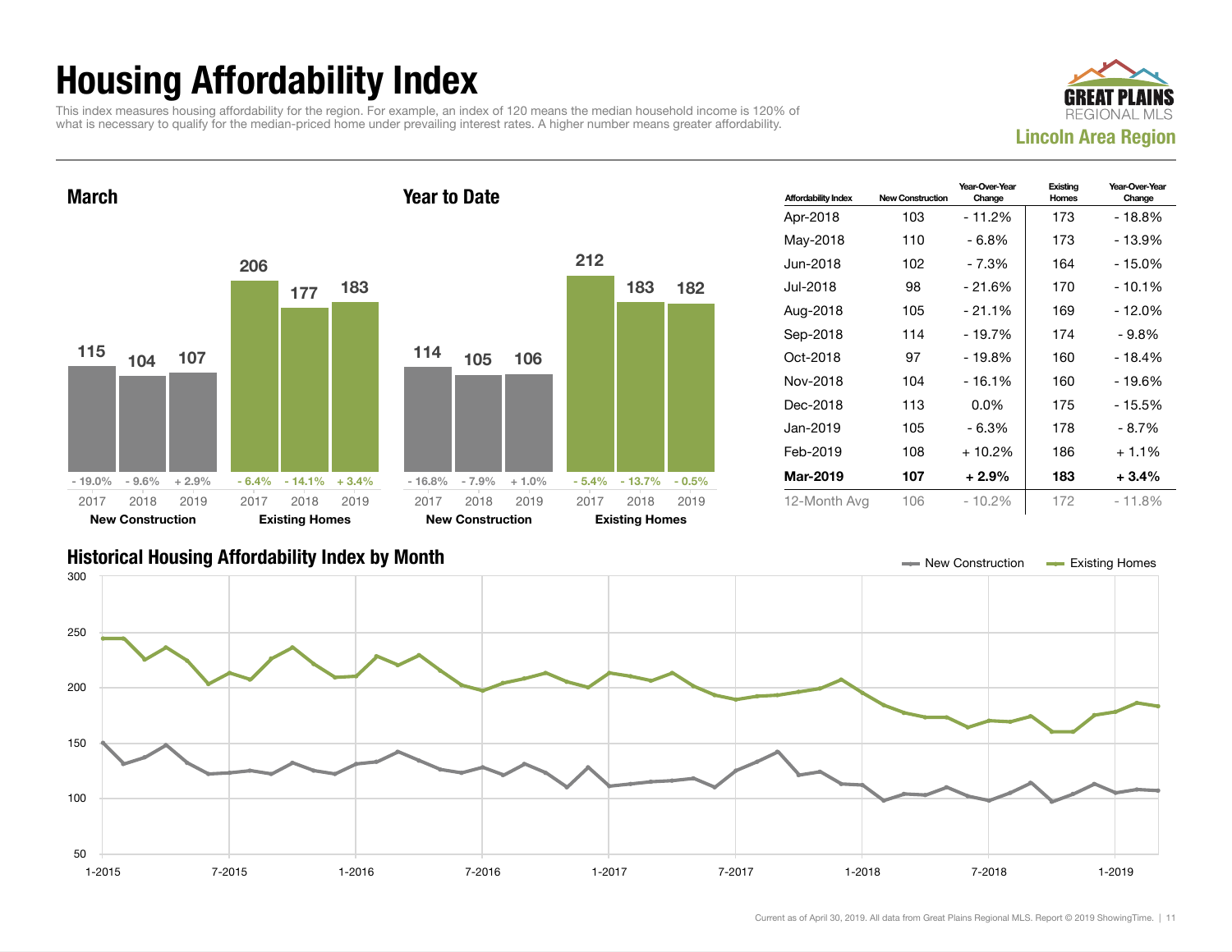# Housing Affordability Index

This index measures housing affordability for the region. For example, an index of 120 means the median household income is 120% of what is necessary to qualify for the median-priced home under prevailing interest rates. A higher number means greater affordability.

GREAT PLAINS REGIONAL MLS

**Lincoln Area Region**

## March

| | 2017 | 2018 | 2019 |
|---|---|---|---|
| **New Construction** | 115 (- 19.0%) | 104 (- 9.6%) | 107 (+ 2.9%) |
| **Existing Homes** | 206 (- 6.4%) | 177 (- 14.1%) | 183 (+ 3.4%) |

## Year to Date

| | 2017 | 2018 | 2019 |
|---|---|---|---|
| **New Construction** | 114 (- 16.8%) | 105 (- 7.9%) | 106 (+ 1.0%) |
| **Existing Homes** | 212 (- 5.4%) | 183 (- 13.7%) | 182 (- 0.5%) |

| Affordability Index | New Construction | Year-Over-Year Change | Existing Homes | Year-Over-Year Change |
|---|---|---|---|---|
| Apr-2018 | 103 | - 11.2% | 173 | - 18.8% |
| May-2018 | 110 | - 6.8% | 173 | - 13.9% |
| Jun-2018 | 102 | - 7.3% | 164 | - 15.0% |
| Jul-2018 | 98 | - 21.6% | 170 | - 10.1% |
| Aug-2018 | 105 | - 21.1% | 169 | - 12.0% |
| Sep-2018 | 114 | - 19.7% | 174 | - 9.8% |
| Oct-2018 | 97 | - 19.8% | 160 | - 18.4% |
| Nov-2018 | 104 | - 16.1% | 160 | - 19.6% |
| Dec-2018 | 113 | 0.0% | 175 | - 15.5% |
| Jan-2019 | 105 | - 6.3% | 178 | - 8.7% |
| Feb-2019 | 108 | + 10.2% | 186 | + 1.1% |
| **Mar-2019** | **107** | **+ 2.9%** | **183** | **+ 3.4%** |
| 12-Month Avg | 106 | - 10.2% | 172 | - 11.8% |

## Historical Housing Affordability Index by Month

New Construction — Existing Homes

Current as of April 30, 2019. All data from Great Plains Regional MLS. Report © 2019 ShowingTime.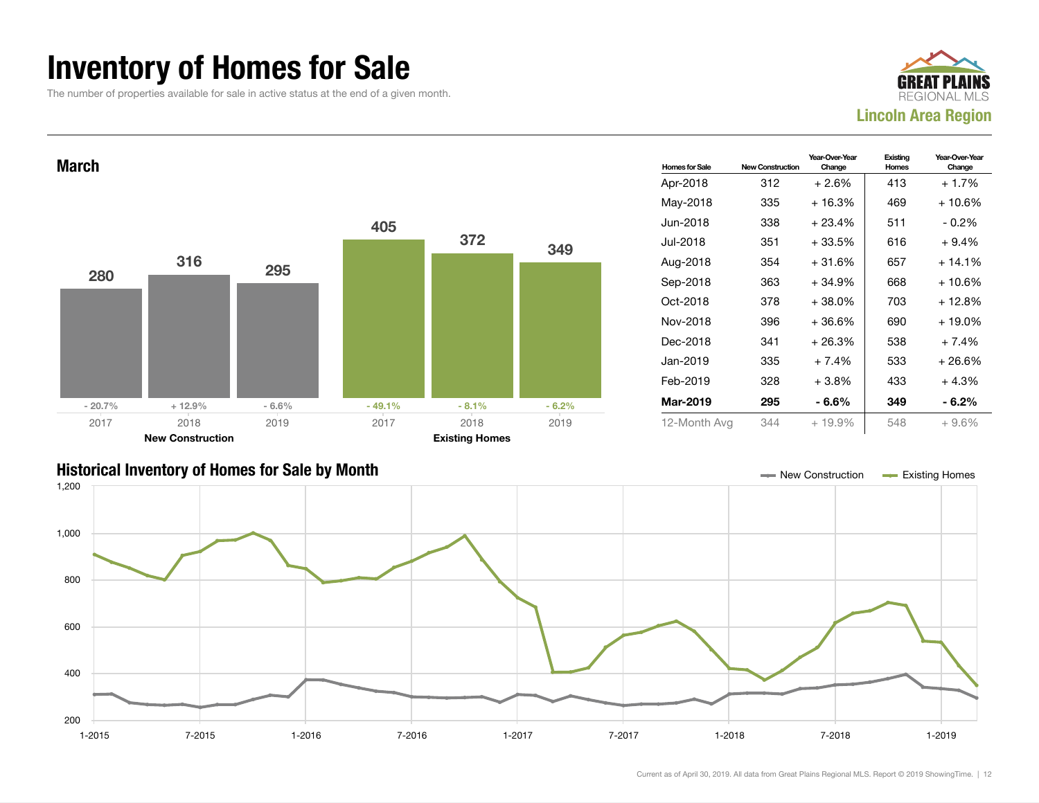# Inventory of Homes for Sale

The number of properties available for sale in active status at the end of a given month.

GREAT PLAINS REGIONAL MLS

**Lincoln Area Region**

## March

| | 2017 | 2018 | 2019 |
|---|---|---|---|
| New Construction | 280 | 316 | 295 |
| Year-Over-Year Change | - 20.7% | + 12.9% | - 6.6% |
| Existing Homes | 405 | 372 | 349 |
| Year-Over-Year Change | - 49.1% | - 8.1% | - 6.2% |

| Homes for Sale | New Construction | Year-Over-Year Change | Existing Homes | Year-Over-Year Change |
|---|---|---|---|---|
| Apr-2018 | 312 | + 2.6% | 413 | + 1.7% |
| May-2018 | 335 | + 16.3% | 469 | + 10.6% |
| Jun-2018 | 338 | + 23.4% | 511 | - 0.2% |
| Jul-2018 | 351 | + 33.5% | 616 | + 9.4% |
| Aug-2018 | 354 | + 31.6% | 657 | + 14.1% |
| Sep-2018 | 363 | + 34.9% | 668 | + 10.6% |
| Oct-2018 | 378 | + 38.0% | 703 | + 12.8% |
| Nov-2018 | 396 | + 36.6% | 690 | + 19.0% |
| Dec-2018 | 341 | + 26.3% | 538 | + 7.4% |
| Jan-2019 | 335 | + 7.4% | 533 | + 26.6% |
| Feb-2019 | 328 | + 3.8% | 433 | + 4.3% |
| **Mar-2019** | **295** | **- 6.6%** | **349** | **- 6.2%** |
| 12-Month Avg | 344 | + 19.9% | 548 | + 9.6% |

## Historical Inventory of Homes for Sale by Month

New Construction | Existing Homes

Current as of April 30, 2019. All data from Great Plains Regional MLS. Report © 2019 ShowingTime.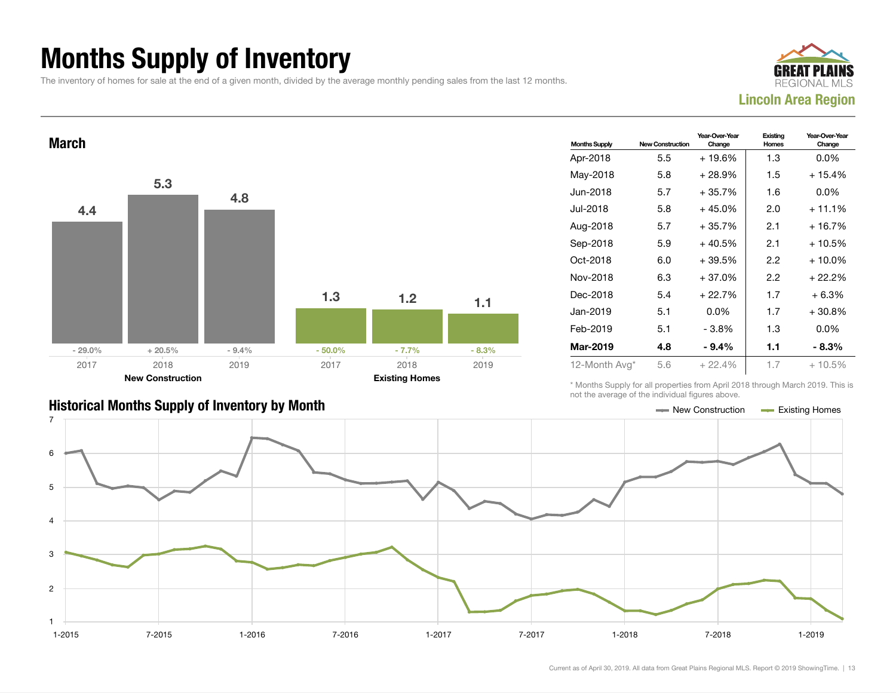# Months Supply of Inventory

The inventory of homes for sale at the end of a given month, divided by the average monthly pending sales from the last 12 months.

GREAT PLAINS REGIONAL MLS
**Lincoln Area Region**

## March

| | 2017 | 2018 | 2019 |
|---|---|---|---|
| **New Construction** | 4.4 | 5.3 | 4.8 |
| Change | - 29.0% | + 20.5% | - 9.4% |
| **Existing Homes** | 1.3 | 1.2 | 1.1 |
| Change | - 50.0% | - 7.7% | - 8.3% |

| Months Supply | New Construction | Year-Over-Year Change | Existing Homes | Year-Over-Year Change |
|---|---|---|---|---|
| Apr-2018 | 5.5 | + 19.6% | 1.3 | 0.0% |
| May-2018 | 5.8 | + 28.9% | 1.5 | + 15.4% |
| Jun-2018 | 5.7 | + 35.7% | 1.6 | 0.0% |
| Jul-2018 | 5.8 | + 45.0% | 2.0 | + 11.1% |
| Aug-2018 | 5.7 | + 35.7% | 2.1 | + 16.7% |
| Sep-2018 | 5.9 | + 40.5% | 2.1 | + 10.5% |
| Oct-2018 | 6.0 | + 39.5% | 2.2 | + 10.0% |
| Nov-2018 | 6.3 | + 37.0% | 2.2 | + 22.2% |
| Dec-2018 | 5.4 | + 22.7% | 1.7 | + 6.3% |
| Jan-2019 | 5.1 | 0.0% | 1.7 | + 30.8% |
| Feb-2019 | 5.1 | - 3.8% | 1.3 | 0.0% |
| **Mar-2019** | **4.8** | **- 9.4%** | **1.1** | **- 8.3%** |
| 12-Month Avg* | 5.6 | + 22.4% | 1.7 | + 10.5% |

\* Months Supply for all properties from April 2018 through March 2019. This is not the average of the individual figures above.

## Historical Months Supply of Inventory by Month

New Construction — Existing Homes

Current as of April 30, 2019. All data from Great Plains Regional MLS. Report © 2019 ShowingTime.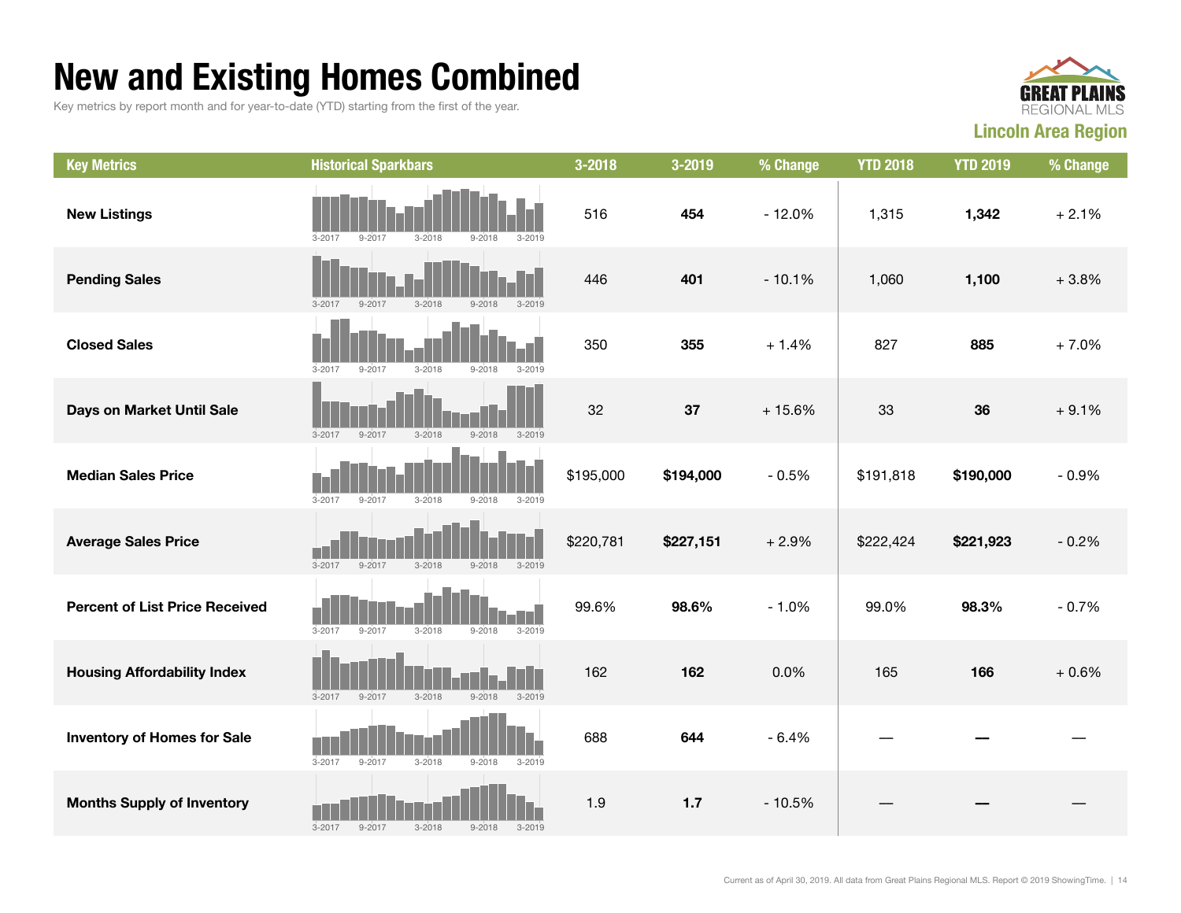# New and Existing Homes Combined

Key metrics by report month and for year-to-date (YTD) starting from the first of the year.

GREAT PLAINS REGIONAL MLS

**Lincoln Area Region**

| Key Metrics | Historical Sparkbars | 3-2018 | 3-2019 | % Change | YTD 2018 | YTD 2019 | % Change |
|---|---|---|---|---|---|---|---|
| **New Listings** | 3-2017 9-2017 3-2018 9-2018 3-2019 | 516 | **454** | - 12.0% | 1,315 | **1,342** | + 2.1% |
| **Pending Sales** | 3-2017 9-2017 3-2018 9-2018 3-2019 | 446 | **401** | - 10.1% | 1,060 | **1,100** | + 3.8% |
| **Closed Sales** | 3-2017 9-2017 3-2018 9-2018 3-2019 | 350 | **355** | + 1.4% | 827 | **885** | + 7.0% |
| **Days on Market Until Sale** | 3-2017 9-2017 3-2018 9-2018 3-2019 | 32 | **37** | + 15.6% | 33 | **36** | + 9.1% |
| **Median Sales Price** | 3-2017 9-2017 3-2018 9-2018 3-2019 | $195,000 | **$194,000** | - 0.5% | $191,818 | **$190,000** | - 0.9% |
| **Average Sales Price** | 3-2017 9-2017 3-2018 9-2018 3-2019 | $220,781 | **$227,151** | + 2.9% | $222,424 | **$221,923** | - 0.2% |
| **Percent of List Price Received** | 3-2017 9-2017 3-2018 9-2018 3-2019 | 99.6% | **98.6%** | - 1.0% | 99.0% | **98.3%** | - 0.7% |
| **Housing Affordability Index** | 3-2017 9-2017 3-2018 9-2018 3-2019 | 162 | **162** | 0.0% | 165 | **166** | + 0.6% |
| **Inventory of Homes for Sale** | 3-2017 9-2017 3-2018 9-2018 3-2019 | 688 | **644** | - 6.4% | — | **—** | — |
| **Months Supply of Inventory** | 3-2017 9-2017 3-2018 9-2018 3-2019 | 1.9 | **1.7** | - 10.5% | — | **—** | — |

Current as of April 30, 2019. All data from Great Plains Regional MLS. Report © 2019 ShowingTime.